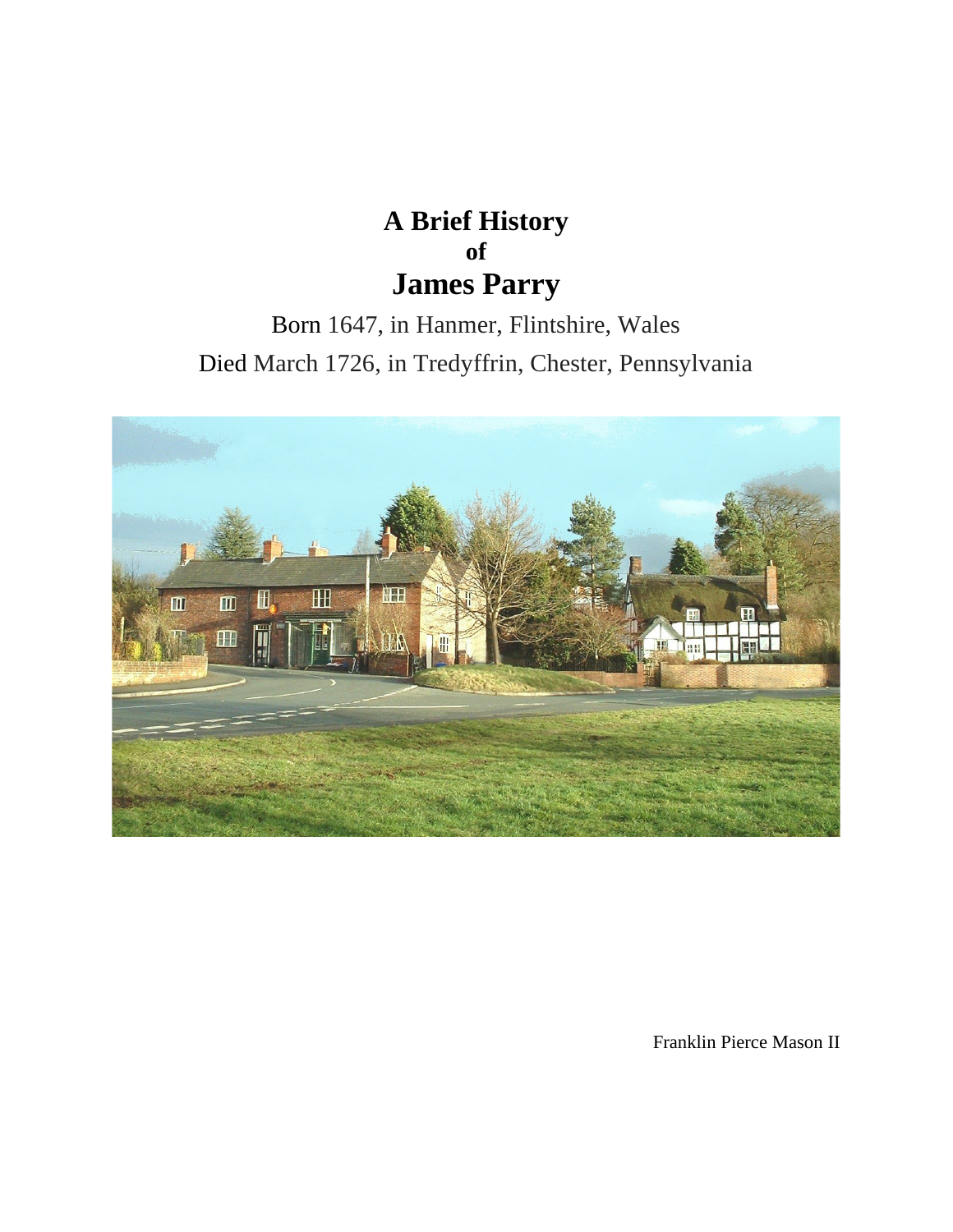# A Brief History of James Parry

Born 1647, in Hanmer, Flintshire, Wales

Died March 1726, in Tredyffrin, Chester, Pennsylvania

Franklin Pierce Mason II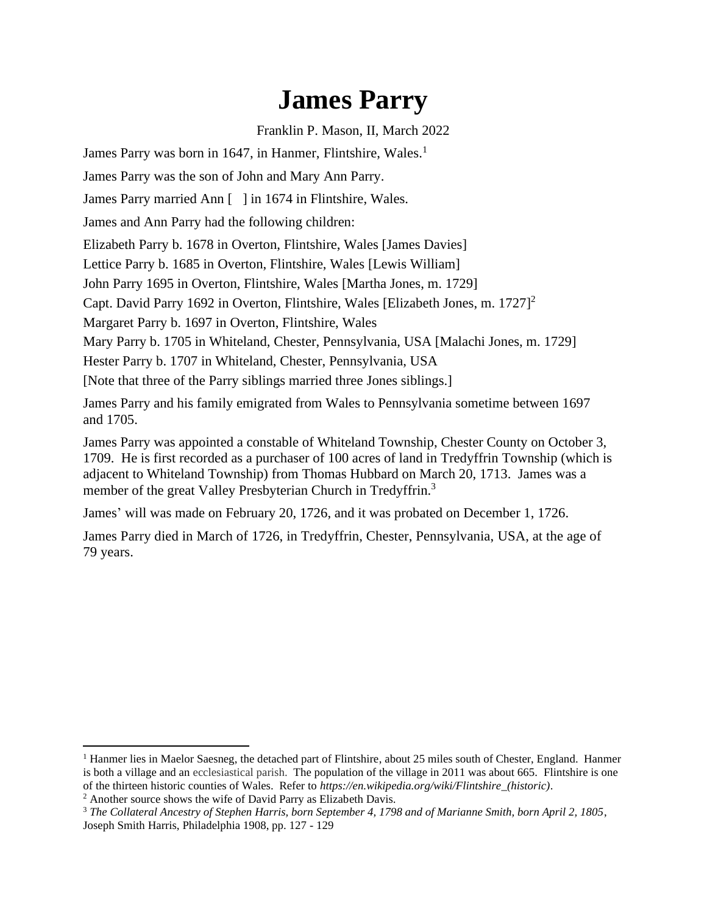# James Parry

Franklin P. Mason, II, March 2022

James Parry was born in 1647, in Hanmer, Flintshire, Wales.[1]

James Parry was the son of John and Mary Ann Parry.

James Parry married Ann [ ] in 1674 in Flintshire, Wales.

James and Ann Parry had the following children:

Elizabeth Parry b. 1678 in Overton, Flintshire, Wales [James Davies]

Lettice Parry b. 1685 in Overton, Flintshire, Wales [Lewis William]

John Parry 1695 in Overton, Flintshire, Wales [Martha Jones, m. 1729]

Capt. David Parry 1692 in Overton, Flintshire, Wales [Elizabeth Jones, m. 1727][2]

Margaret Parry b. 1697 in Overton, Flintshire, Wales

Mary Parry b. 1705 in Whiteland, Chester, Pennsylvania, USA [Malachi Jones, m. 1729]

Hester Parry b. 1707 in Whiteland, Chester, Pennsylvania, USA

[Note that three of the Parry siblings married three Jones siblings.]

James Parry and his family emigrated from Wales to Pennsylvania sometime between 1697 and 1705.

James Parry was appointed a constable of Whiteland Township, Chester County on October 3, 1709. He is first recorded as a purchaser of 100 acres of land in Tredyffrin Township (which is adjacent to Whiteland Township) from Thomas Hubbard on March 20, 1713. James was a member of the great Valley Presbyterian Church in Tredyffrin.[3]

James' will was made on February 20, 1726, and it was probated on December 1, 1726.

James Parry died in March of 1726, in Tredyffrin, Chester, Pennsylvania, USA, at the age of 79 years.

---

[1] Hanmer lies in Maelor Saesneg, the detached part of Flintshire, about 25 miles south of Chester, England. Hanmer is both a village and an ecclesiastical parish. The population of the village in 2011 was about 665. Flintshire is one of the thirteen historic counties of Wales. Refer to *https://en.wikipedia.org/wiki/Flintshire_(historic)*.

[2] Another source shows the wife of David Parry as Elizabeth Davis.

[3] *The Collateral Ancestry of Stephen Harris, born September 4, 1798 and of Marianne Smith, born April 2, 1805*, Joseph Smith Harris, Philadelphia 1908, pp. 127 - 129